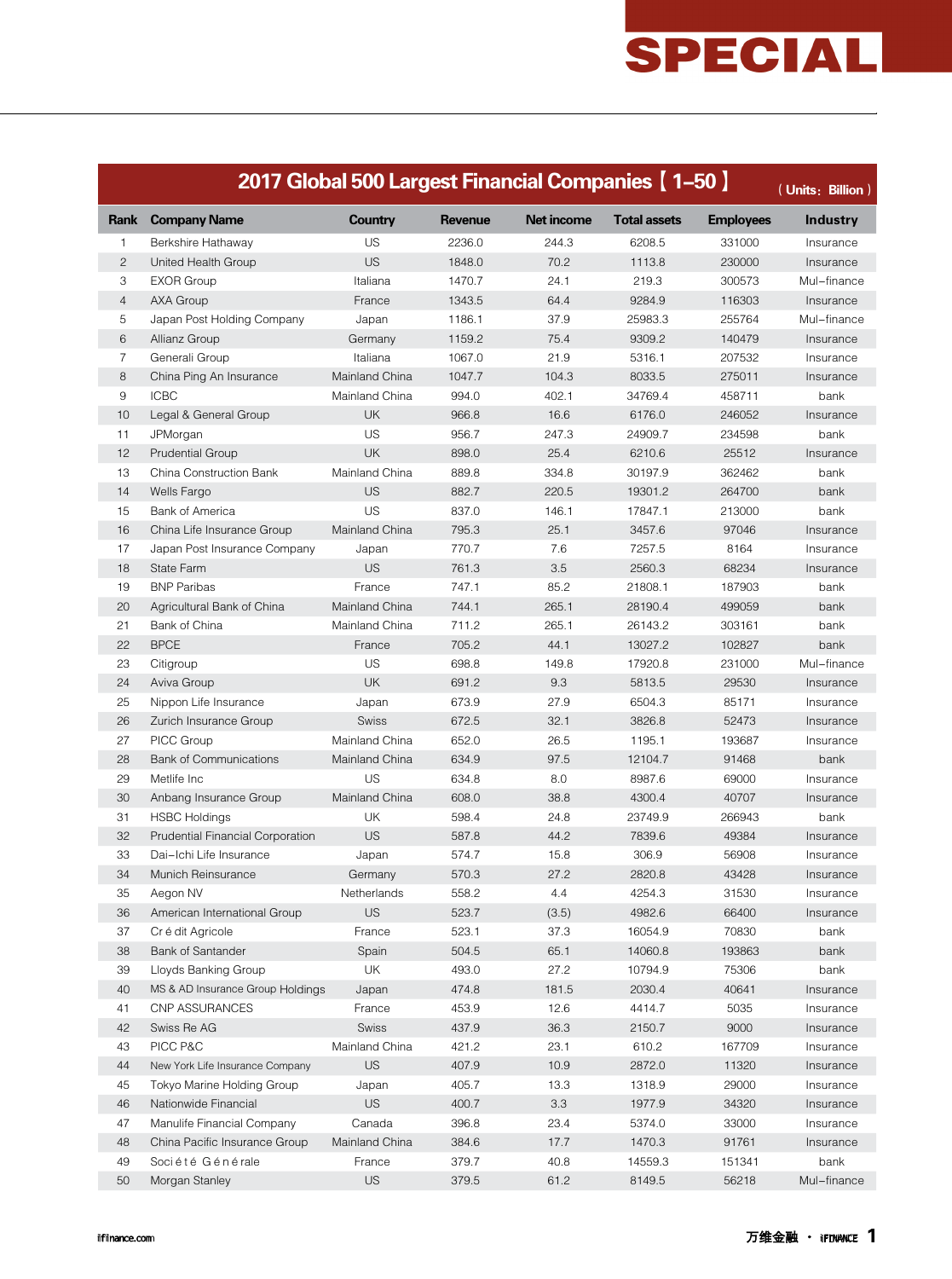# SPECIAL

## 2017 Global 500 Largest Financial Companies【1–50】

（Units：Billion）

| Rank | Company Name | Country | Revenue | Net income | Total assets | Employees | Industry |
|---|---|---|---|---|---|---|---|
| 1 | Berkshire Hathaway | US | 2236.0 | 244.3 | 6208.5 | 331000 | Insurance |
| 2 | United Health Group | US | 1848.0 | 70.2 | 1113.8 | 230000 | Insurance |
| 3 | EXOR Group | Italiana | 1470.7 | 24.1 | 219.3 | 300573 | Mul–finance |
| 4 | AXA Group | France | 1343.5 | 64.4 | 9284.9 | 116303 | Insurance |
| 5 | Japan Post Holding Company | Japan | 1186.1 | 37.9 | 25983.3 | 255764 | Mul–finance |
| 6 | Allianz Group | Germany | 1159.2 | 75.4 | 9309.2 | 140479 | Insurance |
| 7 | Generali Group | Italiana | 1067.0 | 21.9 | 5316.1 | 207532 | Insurance |
| 8 | China Ping An Insurance | Mainland China | 1047.7 | 104.3 | 8033.5 | 275011 | Insurance |
| 9 | ICBC | Mainland China | 994.0 | 402.1 | 34769.4 | 458711 | bank |
| 10 | Legal & General Group | UK | 966.8 | 16.6 | 6176.0 | 246052 | Insurance |
| 11 | JPMorgan | US | 956.7 | 247.3 | 24909.7 | 234598 | bank |
| 12 | Prudential Group | UK | 898.0 | 25.4 | 6210.6 | 25512 | Insurance |
| 13 | China Construction Bank | Mainland China | 889.8 | 334.8 | 30197.9 | 362462 | bank |
| 14 | Wells Fargo | US | 882.7 | 220.5 | 19301.2 | 264700 | bank |
| 15 | Bank of America | US | 837.0 | 146.1 | 17847.1 | 213000 | bank |
| 16 | China Life Insurance Group | Mainland China | 795.3 | 25.1 | 3457.6 | 97046 | Insurance |
| 17 | Japan Post Insurance Company | Japan | 770.7 | 7.6 | 7257.5 | 8164 | Insurance |
| 18 | State Farm | US | 761.3 | 3.5 | 2560.3 | 68234 | Insurance |
| 19 | BNP Paribas | France | 747.1 | 85.2 | 21808.1 | 187903 | bank |
| 20 | Agricultural Bank of China | Mainland China | 744.1 | 265.1 | 28190.4 | 499059 | bank |
| 21 | Bank of China | Mainland China | 711.2 | 265.1 | 26143.2 | 303161 | bank |
| 22 | BPCE | France | 705.2 | 44.1 | 13027.2 | 102827 | bank |
| 23 | Citigroup | US | 698.8 | 149.8 | 17920.8 | 231000 | Mul–finance |
| 24 | Aviva Group | UK | 691.2 | 9.3 | 5813.5 | 29530 | Insurance |
| 25 | Nippon Life Insurance | Japan | 673.9 | 27.9 | 6504.3 | 85171 | Insurance |
| 26 | Zurich Insurance Group | Swiss | 672.5 | 32.1 | 3826.8 | 52473 | Insurance |
| 27 | PICC Group | Mainland China | 652.0 | 26.5 | 1195.1 | 193687 | Insurance |
| 28 | Bank of Communications | Mainland China | 634.9 | 97.5 | 12104.7 | 91468 | bank |
| 29 | Metlife Inc | US | 634.8 | 8.0 | 8987.6 | 69000 | Insurance |
| 30 | Anbang Insurance Group | Mainland China | 608.0 | 38.8 | 4300.4 | 40707 | Insurance |
| 31 | HSBC Holdings | UK | 598.4 | 24.8 | 23749.9 | 266943 | bank |
| 32 | Prudential Financial Corporation | US | 587.8 | 44.2 | 7839.6 | 49384 | Insurance |
| 33 | Dai–Ichi Life Insurance | Japan | 574.7 | 15.8 | 306.9 | 56908 | Insurance |
| 34 | Munich Reinsurance | Germany | 570.3 | 27.2 | 2820.8 | 43428 | Insurance |
| 35 | Aegon NV | Netherlands | 558.2 | 4.4 | 4254.3 | 31530 | Insurance |
| 36 | American International Group | US | 523.7 | (3.5) | 4982.6 | 66400 | Insurance |
| 37 | Cr é dit Agricole | France | 523.1 | 37.3 | 16054.9 | 70830 | bank |
| 38 | Bank of Santander | Spain | 504.5 | 65.1 | 14060.8 | 193863 | bank |
| 39 | Lloyds Banking Group | UK | 493.0 | 27.2 | 10794.9 | 75306 | bank |
| 40 | MS & AD Insurance Group Holdings | Japan | 474.8 | 181.5 | 2030.4 | 40641 | Insurance |
| 41 | CNP ASSURANCES | France | 453.9 | 12.6 | 4414.7 | 5035 | Insurance |
| 42 | Swiss Re AG | Swiss | 437.9 | 36.3 | 2150.7 | 9000 | Insurance |
| 43 | PICC P&C | Mainland China | 421.2 | 23.1 | 610.2 | 167709 | Insurance |
| 44 | New York Life Insurance Company | US | 407.9 | 10.9 | 2872.0 | 11320 | Insurance |
| 45 | Tokyo Marine Holding Group | Japan | 405.7 | 13.3 | 1318.9 | 29000 | Insurance |
| 46 | Nationwide Financial | US | 400.7 | 3.3 | 1977.9 | 34320 | Insurance |
| 47 | Manulife Financial Company | Canada | 396.8 | 23.4 | 5374.0 | 33000 | Insurance |
| 48 | China Pacific Insurance Group | Mainland China | 384.6 | 17.7 | 1470.3 | 91761 | Insurance |
| 49 | Soci é t é G é n é rale | France | 379.7 | 40.8 | 14559.3 | 151341 | bank |
| 50 | Morgan Stanley | US | 379.5 | 61.2 | 8149.5 | 56218 | Mul–finance |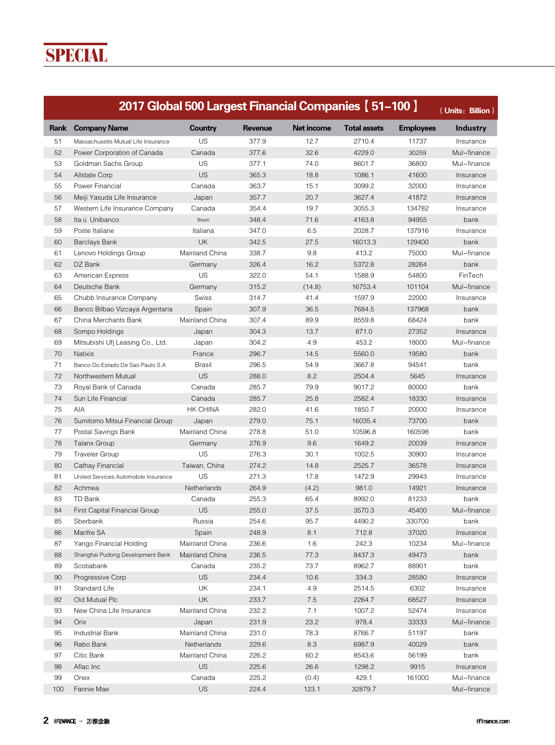# SPECIAL

## 2017 Global 500 Largest Financial Companies【51–100】

（Units：Billion）

| Rank | Company Name | Country | Revenue | Net income | Total assets | Employees | Industry |
|---|---|---|---|---|---|---|---|
| 51 | Massachusetts Mutual Life Insurance | US | 377.9 | 12.7 | 2710.4 | 11737 | Insurance |
| 52 | Power Corporation of Canada | Canada | 377.6 | 32.6 | 4229.0 | 30259 | Mul–finance |
| 53 | Goldman Sachs Group | US | 377.1 | 74.0 | 8601.7 | 36800 | Mul–finance |
| 54 | Allstate Corp | US | 365.3 | 18.8 | 1086.1 | 41600 | Insurance |
| 55 | Power Financial | Canada | 363.7 | 15.1 | 3099.2 | 32000 | Insurance |
| 56 | Meiji Yasuda Life Insurance | Japan | 357.7 | 20.7 | 3627.4 | 41872 | Insurance |
| 57 | Western Life Insurance Company | Canada | 354.4 | 19.7 | 3055.3 | 134782 | Insurance |
| 58 | Ita ú Unibanco | Brasil | 348.4 | 71.6 | 4163.8 | 94955 | bank |
| 59 | Poste Italiane | Italiana | 347.0 | 6.5 | 2028.7 | 137916 | Insurance |
| 60 | Barclays Bank | UK | 342.5 | 27.5 | 16013.3 | 129400 | bank |
| 61 | Lenovo Holdings Group | Mainland China | 338.7 | 9.8 | 413.2 | 75000 | Mul–finance |
| 62 | DZ Bank | Germany | 326.4 | 16.2 | 5372.8 | 28264 | bank |
| 63 | American Express | US | 322.0 | 54.1 | 1588.9 | 54800 | FinTech |
| 64 | Deutsche Bank | Germany | 315.2 | (14.8) | 16753.4 | 101104 | Mul–finance |
| 65 | Chubb Insurance Company | Swiss | 314.7 | 41.4 | 1597.9 | 22000 | Insurance |
| 66 | Banco Bilbao Vizcaya Argentaria | Spain | 307.9 | 36.5 | 7684.5 | 137968 | bank |
| 67 | China Merchants Bank | Mainland China | 307.4 | 89.9 | 8559.8 | 68424 | bank |
| 68 | Sompo Holdings | Japan | 304.3 | 13.7 | 871.0 | 27352 | Insurance |
| 69 | Mitsubishi Ufj Leasing Co., Ltd. | Japan | 304.2 | 4.9 | 453.2 | 18000 | Mul–finance |
| 70 | Natixis | France | 296.7 | 14.5 | 5560.0 | 19580 | bank |
| 71 | Banco Do Estado De Sao Paulo S.A | Brasil | 296.5 | 54.9 | 3667.8 | 94541 | bank |
| 72 | Northwestern Mutual | US | 288.0 | 8.2 | 2504.4 | 5645 | Insurance |
| 73 | Royal Bank of Canada | Canada | 285.7 | 79.9 | 9017.2 | 80000 | bank |
| 74 | Sun Life Financial | Canada | 285.7 | 25.8 | 2582.4 | 18330 | Insurance |
| 75 | AIA | HK CHINA | 282.0 | 41.6 | 1850.7 | 20000 | Insurance |
| 76 | Sumitomo Mitsui Financial Group | Japan | 279.0 | 75.1 | 16035.4 | 73700 | bank |
| 77 | Postal Savings Bank | Mainland China | 278.8 | 51.0 | 10596.8 | 160598 | bank |
| 78 | Talanx Group | Germany | 276.9 | 9.6 | 1649.2 | 20039 | Insurance |
| 79 | Traveler Group | US | 276.3 | 30.1 | 1002.5 | 30900 | Insurance |
| 80 | Cathay Financial | Taiwan, China | 274.2 | 14.8 | 2525.7 | 36578 | Insurance |
| 81 | United Services Automobile Insurance | US | 271.3 | 17.8 | 1472.9 | 29943 | Insurance |
| 82 | Achmea | Netherlands | 264.9 | (4.2) | 981.0 | 14921 | Insurance |
| 83 | TD Bank | Canada | 255.3 | 65.4 | 8992.0 | 81233 | bank |
| 84 | First Capital Financial Group | US | 255.0 | 37.5 | 3570.3 | 45400 | Mul–finance |
| 85 | Sberbank | Russia | 254.6 | 95.7 | 4490.2 | 330700 | bank |
| 86 | Manfre SA | Spain | 248.9 | 8.1 | 712.8 | 37020 | Insurance |
| 87 | Yango Financial Holding | Mainland China | 236.6 | 1.6 | 242.3 | 10234 | Mul–finance |
| 88 | Shanghai Pudong Development Bank | Mainland China | 236.5 | 77.3 | 8437.3 | 49473 | bank |
| 89 | Scotiabank | Canada | 235.2 | 73.7 | 8962.7 | 88901 | bank |
| 90 | Progressive Corp | US | 234.4 | 10.6 | 334.3 | 28580 | Insurance |
| 91 | Standard Life | UK | 234.1 | 4.9 | 2514.5 | 6302 | Insurance |
| 92 | Old Mutual Plc | UK | 233.7 | 7.5 | 2264.7 | 68527 | Insurance |
| 93 | New China Life Insurance | Mainland China | 232.2 | 7.1 | 1007.2 | 52474 | Insurance |
| 94 | Orix | Japan | 231.9 | 23.2 | 978.4 | 33333 | Mul–finance |
| 95 | Industrial Bank | Mainland China | 231.0 | 78.3 | 8766.7 | 51197 | bank |
| 96 | Rabo Bank | Netherlands | 229.6 | 8.3 | 6987.9 | 40029 | bank |
| 97 | Citic Bank | Mainland China | 226.2 | 60.2 | 8543.6 | 56199 | bank |
| 98 | Aflac Inc | US | 225.6 | 26.6 | 1298.2 | 9915 | Insurance |
| 99 | Onex | Canada | 225.2 | (0.4) | 429.1 | 161000 | Mul–finance |
| 100 | Fannie Mae | US | 224.4 | 123.1 | 32879.7 | | Mul–finance |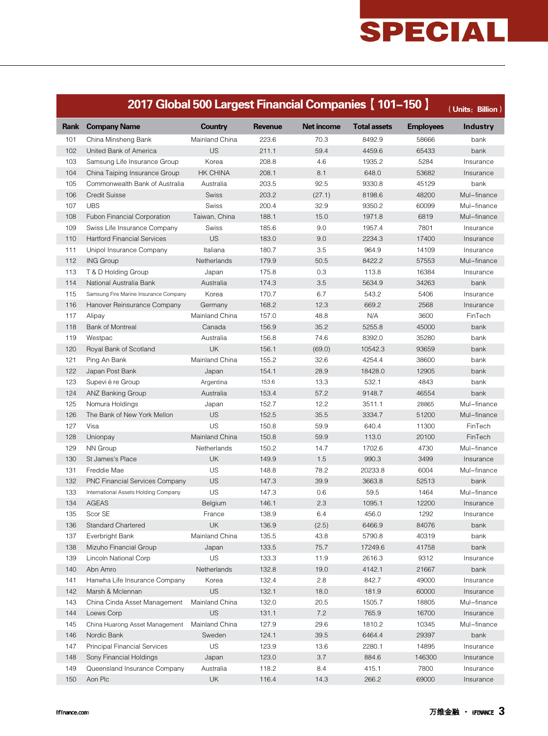# SPECIAL

## 2017 Global 500 Largest Financial Companies【101–150】

（Units：Billion）

| Rank | Company Name | Country | Revenue | Net income | Total assets | Employees | Industry |
|---|---|---|---|---|---|---|---|
| 101 | China Minsheng Bank | Mainland China | 223.6 | 70.3 | 8492.9 | 58666 | bank |
| 102 | United Bank of America | US | 211.1 | 59.4 | 4459.6 | 65433 | bank |
| 103 | Samsung Life Insurance Group | Korea | 208.8 | 4.6 | 1935.2 | 5284 | Insurance |
| 104 | China Taiping Insurance Group | HK CHINA | 208.1 | 8.1 | 648.0 | 53682 | Insurance |
| 105 | Commonwealth Bank of Australia | Australia | 203.5 | 92.5 | 9330.8 | 45129 | bank |
| 106 | Credit Suisse | Swiss | 203.2 | (27.1) | 8198.6 | 48200 | Mul–finance |
| 107 | UBS | Swiss | 200.4 | 32.9 | 9350.2 | 60099 | Mul–finance |
| 108 | Fubon Financial Corporation | Taiwan, China | 188.1 | 15.0 | 1971.8 | 6819 | Mul–finance |
| 109 | Swiss Life Insurance Company | Swiss | 185.6 | 9.0 | 1957.4 | 7801 | Insurance |
| 110 | Hartford Financial Services | US | 183.0 | 9.0 | 2234.3 | 17400 | Insurance |
| 111 | Unipol Insurance Company | Italiana | 180.7 | 3.5 | 964.9 | 14109 | Insurance |
| 112 | ING Group | Netherlands | 179.9 | 50.5 | 8422.2 | 57553 | Mul–finance |
| 113 | T & D Holding Group | Japan | 175.8 | 0.3 | 113.8 | 16384 | Insurance |
| 114 | National Australia Bank | Australia | 174.3 | 3.5 | 5634.9 | 34263 | bank |
| 115 | Samsung Fire Marine Insurance Company | Korea | 170.7 | 6.7 | 543.2 | 5406 | Insurance |
| 116 | Hanover Reinsurance Company | Germany | 168.2 | 12.3 | 669.2 | 2568 | Insurance |
| 117 | Alipay | Mainland China | 157.0 | 48.8 | N/A | 3600 | FinTech |
| 118 | Bank of Montreal | Canada | 156.9 | 35.2 | 5255.8 | 45000 | bank |
| 119 | Westpac | Australia | 156.8 | 74.6 | 8392.0 | 35280 | bank |
| 120 | Royal Bank of Scotland | UK | 156.1 | (69.0) | 10542.3 | 93659 | bank |
| 121 | Ping An Bank | Mainland China | 155.2 | 32.6 | 4254.4 | 38600 | bank |
| 122 | Japan Post Bank | Japan | 154.1 | 28.9 | 18428.0 | 12905 | bank |
| 123 | Supevi è re Group | Argentina | 153.6 | 13.3 | 532.1 | 4843 | bank |
| 124 | ANZ Banking Group | Australia | 153.4 | 57.2 | 9148.7 | 46554 | bank |
| 125 | Nomura Holdings | Japan | 152.7 | 12.2 | 3511.1 | 28865 | Mul–finance |
| 126 | The Bank of New York Mellon | US | 152.5 | 35.5 | 3334.7 | 51200 | Mul–finance |
| 127 | Visa | US | 150.8 | 59.9 | 640.4 | 11300 | FinTech |
| 128 | Unionpay | Mainland China | 150.8 | 59.9 | 113.0 | 20100 | FinTech |
| 129 | NN Group | Netherlands | 150.2 | 14.7 | 1702.6 | 4730 | Mul–finance |
| 130 | St James's Place | UK | 149.9 | 1.5 | 990.3 | 3499 | Insurance |
| 131 | Freddie Mae | US | 148.8 | 78.2 | 20233.8 | 6004 | Mul–finance |
| 132 | PNC Financial Services Company | US | 147.3 | 39.9 | 3663.8 | 52513 | bank |
| 133 | International Assets Holding Company | US | 147.3 | 0.6 | 59.5 | 1464 | Mul–finance |
| 134 | AGEAS | Belgium | 146.1 | 2.3 | 1095.1 | 12200 | Insurance |
| 135 | Scor SE | France | 138.9 | 6.4 | 456.0 | 1292 | Insurance |
| 136 | Standard Chartered | UK | 136.9 | (2.5) | 6466.9 | 84076 | bank |
| 137 | Everbright Bank | Mainland China | 135.5 | 43.8 | 5790.8 | 40319 | bank |
| 138 | Mizuho Financial Group | Japan | 133.5 | 75.7 | 17249.6 | 41758 | bank |
| 139 | Lincoln National Corp | US | 133.3 | 11.9 | 2616.3 | 9312 | Insurance |
| 140 | Abn Amro | Netherlands | 132.8 | 19.0 | 4142.1 | 21667 | bank |
| 141 | Hanwha Life Insurance Company | Korea | 132.4 | 2.8 | 842.7 | 49000 | Insurance |
| 142 | Marsh & Mclennan | US | 132.1 | 18.0 | 181.9 | 60000 | Insurance |
| 143 | China Cinda Asset Management | Mainland China | 132.0 | 20.5 | 1505.7 | 18805 | Mul–finance |
| 144 | Loews Corp | US | 131.1 | 7.2 | 765.9 | 16700 | Insurance |
| 145 | China Huarong Asset Management | Mainland China | 127.9 | 29.6 | 1810.2 | 10345 | Mul–finance |
| 146 | Nordic Bank | Sweden | 124.1 | 39.5 | 6464.4 | 29397 | bank |
| 147 | Principal Financial Services | US | 123.9 | 13.6 | 2280.1 | 14895 | Insurance |
| 148 | Sony Financial Holdings | Japan | 123.0 | 3.7 | 884.6 | 146300 | Insurance |
| 149 | Queensland Insurance Company | Australia | 118.2 | 8.4 | 415.1 | 7800 | Insurance |
| 150 | Aon Plc | UK | 116.4 | 14.3 | 266.2 | 69000 | Insurance |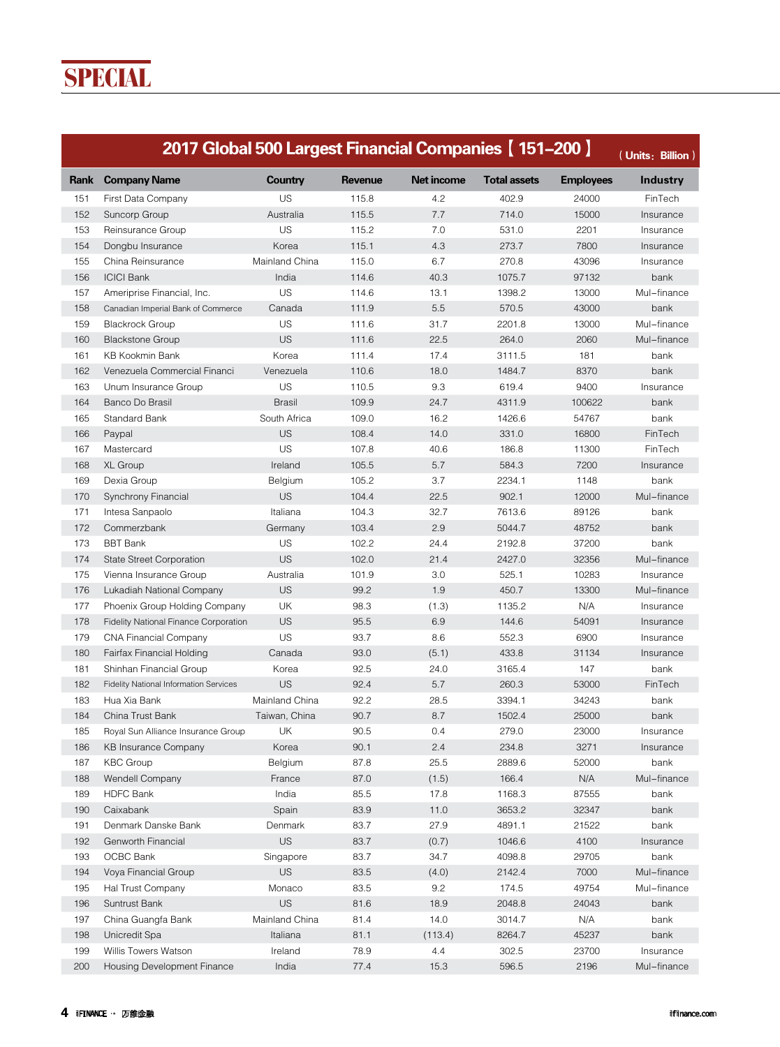## SPECIAL

**2017 Global 500 Largest Financial Companies【151–200】**（Units：Billion）

| Rank | Company Name | Country | Revenue | Net income | Total assets | Employees | Industry |
|---|---|---|---|---|---|---|---|
| 151 | First Data Company | US | 115.8 | 4.2 | 402.9 | 24000 | FinTech |
| 152 | Suncorp Group | Australia | 115.5 | 7.7 | 714.0 | 15000 | Insurance |
| 153 | Reinsurance Group | US | 115.2 | 7.0 | 531.0 | 2201 | Insurance |
| 154 | Dongbu Insurance | Korea | 115.1 | 4.3 | 273.7 | 7800 | Insurance |
| 155 | China Reinsurance | Mainland China | 115.0 | 6.7 | 270.8 | 43096 | Insurance |
| 156 | ICICI Bank | India | 114.6 | 40.3 | 1075.7 | 97132 | bank |
| 157 | Ameriprise Financial, Inc. | US | 114.6 | 13.1 | 1398.2 | 13000 | Mul–finance |
| 158 | Canadian Imperial Bank of Commerce | Canada | 111.9 | 5.5 | 570.5 | 43000 | bank |
| 159 | Blackrock Group | US | 111.6 | 31.7 | 2201.8 | 13000 | Mul–finance |
| 160 | Blackstone Group | US | 111.6 | 22.5 | 264.0 | 2060 | Mul–finance |
| 161 | KB Kookmin Bank | Korea | 111.4 | 17.4 | 3111.5 | 181 | bank |
| 162 | Venezuela Commercial Financi | Venezuela | 110.6 | 18.0 | 1484.7 | 8370 | bank |
| 163 | Unum Insurance Group | US | 110.5 | 9.3 | 619.4 | 9400 | Insurance |
| 164 | Banco Do Brasil | Brasil | 109.9 | 24.7 | 4311.9 | 100622 | bank |
| 165 | Standard Bank | South Africa | 109.0 | 16.2 | 1426.6 | 54767 | bank |
| 166 | Paypal | US | 108.4 | 14.0 | 331.0 | 16800 | FinTech |
| 167 | Mastercard | US | 107.8 | 40.6 | 186.8 | 11300 | FinTech |
| 168 | XL Group | Ireland | 105.5 | 5.7 | 584.3 | 7200 | Insurance |
| 169 | Dexia Group | Belgium | 105.2 | 3.7 | 2234.1 | 1148 | bank |
| 170 | Synchrony Financial | US | 104.4 | 22.5 | 902.1 | 12000 | Mul–finance |
| 171 | Intesa Sanpaolo | Italiana | 104.3 | 32.7 | 7613.6 | 89126 | bank |
| 172 | Commerzbank | Germany | 103.4 | 2.9 | 5044.7 | 48752 | bank |
| 173 | BBT Bank | US | 102.2 | 24.4 | 2192.8 | 37200 | bank |
| 174 | State Street Corporation | US | 102.0 | 21.4 | 2427.0 | 32356 | Mul–finance |
| 175 | Vienna Insurance Group | Australia | 101.9 | 3.0 | 525.1 | 10283 | Insurance |
| 176 | Lukadiah National Company | US | 99.2 | 1.9 | 450.7 | 13300 | Mul–finance |
| 177 | Phoenix Group Holding Company | UK | 98.3 | (1.3) | 1135.2 | N/A | Insurance |
| 178 | Fidelity National Finance Corporation | US | 95.5 | 6.9 | 144.6 | 54091 | Insurance |
| 179 | CNA Financial Company | US | 93.7 | 8.6 | 552.3 | 6900 | Insurance |
| 180 | Fairfax Financial Holding | Canada | 93.0 | (5.1) | 433.8 | 31134 | Insurance |
| 181 | Shinhan Financial Group | Korea | 92.5 | 24.0 | 3165.4 | 147 | bank |
| 182 | Fidelity National Information Services | US | 92.4 | 5.7 | 260.3 | 53000 | FinTech |
| 183 | Hua Xia Bank | Mainland China | 92.2 | 28.5 | 3394.1 | 34243 | bank |
| 184 | China Trust Bank | Taiwan, China | 90.7 | 8.7 | 1502.4 | 25000 | bank |
| 185 | Royal Sun Alliance Insurance Group | UK | 90.5 | 0.4 | 279.0 | 23000 | Insurance |
| 186 | KB Insurance Company | Korea | 90.1 | 2.4 | 234.8 | 3271 | Insurance |
| 187 | KBC Group | Belgium | 87.8 | 25.5 | 2889.6 | 52000 | bank |
| 188 | Wendell Company | France | 87.0 | (1.5) | 166.4 | N/A | Mul–finance |
| 189 | HDFC Bank | India | 85.5 | 17.8 | 1168.3 | 87555 | bank |
| 190 | Caixabank | Spain | 83.9 | 11.0 | 3653.2 | 32347 | bank |
| 191 | Denmark Danske Bank | Denmark | 83.7 | 27.9 | 4891.1 | 21522 | bank |
| 192 | Genworth Financial | US | 83.7 | (0.7) | 1046.6 | 4100 | Insurance |
| 193 | OCBC Bank | Singapore | 83.7 | 34.7 | 4098.8 | 29705 | bank |
| 194 | Voya Financial Group | US | 83.5 | (4.0) | 2142.4 | 7000 | Mul–finance |
| 195 | Hal Trust Company | Monaco | 83.5 | 9.2 | 174.5 | 49754 | Mul–finance |
| 196 | Suntrust Bank | US | 81.6 | 18.9 | 2048.8 | 24043 | bank |
| 197 | China Guangfa Bank | Mainland China | 81.4 | 14.0 | 3014.7 | N/A | bank |
| 198 | Unicredit Spa | Italiana | 81.1 | (113.4) | 8264.7 | 45237 | bank |
| 199 | Willis Towers Watson | Ireland | 78.9 | 4.4 | 302.5 | 23700 | Insurance |
| 200 | Housing Development Finance | India | 77.4 | 15.3 | 596.5 | 2196 | Mul–finance |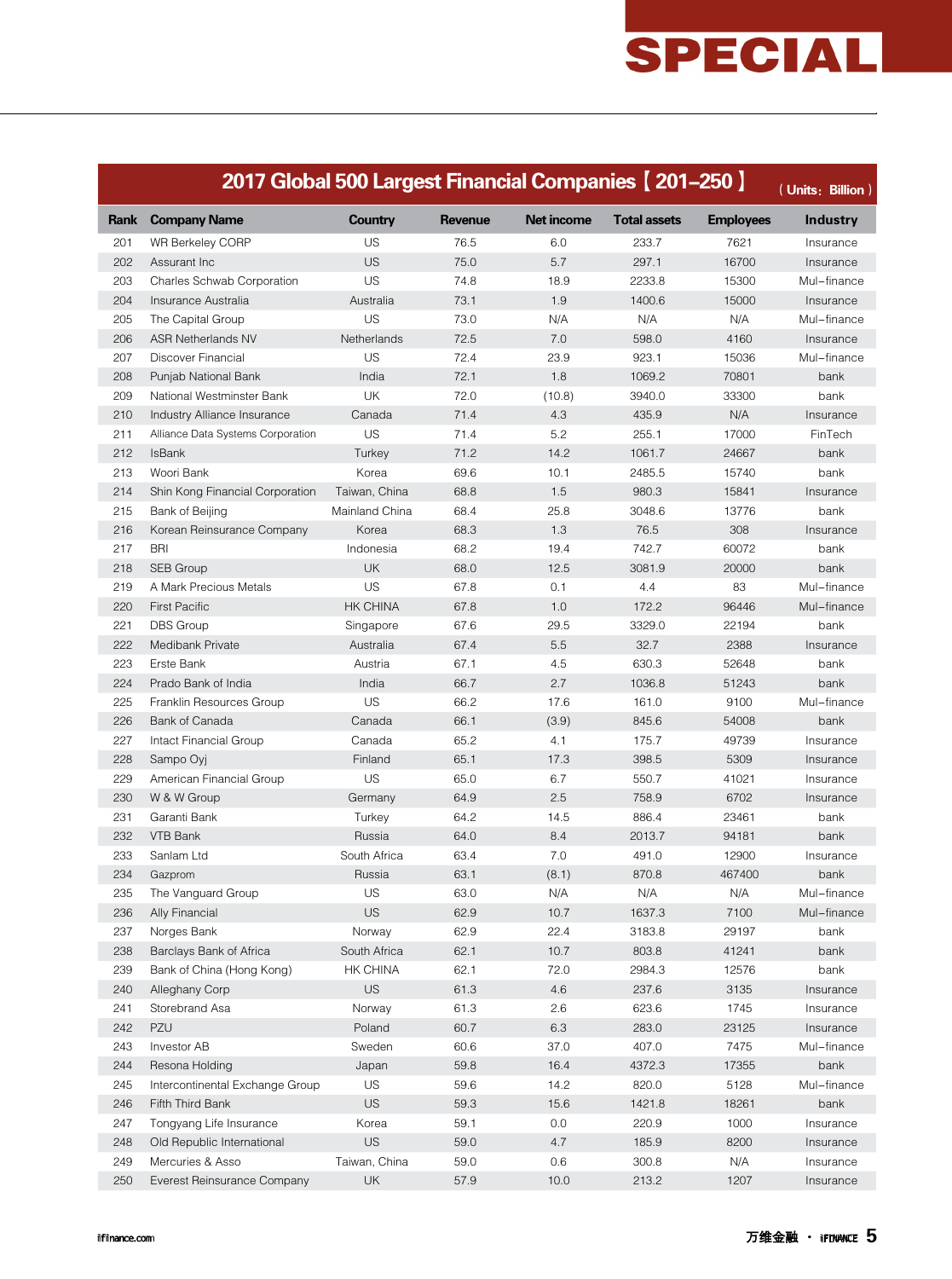## 2017 Global 500 Largest Financial Companies【201–250】

（Units：Billion）

| Rank | Company Name | Country | Revenue | Net income | Total assets | Employees | Industry |
|---|---|---|---|---|---|---|---|
| 201 | WR Berkeley CORP | US | 76.5 | 6.0 | 233.7 | 7621 | Insurance |
| 202 | Assurant Inc | US | 75.0 | 5.7 | 297.1 | 16700 | Insurance |
| 203 | Charles Schwab Corporation | US | 74.8 | 18.9 | 2233.8 | 15300 | Mul–finance |
| 204 | Insurance Australia | Australia | 73.1 | 1.9 | 1400.6 | 15000 | Insurance |
| 205 | The Capital Group | US | 73.0 | N/A | N/A | N/A | Mul–finance |
| 206 | ASR Netherlands NV | Netherlands | 72.5 | 7.0 | 598.0 | 4160 | Insurance |
| 207 | Discover Financial | US | 72.4 | 23.9 | 923.1 | 15036 | Mul–finance |
| 208 | Punjab National Bank | India | 72.1 | 1.8 | 1069.2 | 70801 | bank |
| 209 | National Westminster Bank | UK | 72.0 | (10.8) | 3940.0 | 33300 | bank |
| 210 | Industry Alliance Insurance | Canada | 71.4 | 4.3 | 435.9 | N/A | Insurance |
| 211 | Alliance Data Systems Corporation | US | 71.4 | 5.2 | 255.1 | 17000 | FinTech |
| 212 | IsBank | Turkey | 71.2 | 14.2 | 1061.7 | 24667 | bank |
| 213 | Woori Bank | Korea | 69.6 | 10.1 | 2485.5 | 15740 | bank |
| 214 | Shin Kong Financial Corporation | Taiwan, China | 68.8 | 1.5 | 980.3 | 15841 | Insurance |
| 215 | Bank of Beijing | Mainland China | 68.4 | 25.8 | 3048.6 | 13776 | bank |
| 216 | Korean Reinsurance Company | Korea | 68.3 | 1.3 | 76.5 | 308 | Insurance |
| 217 | BRI | Indonesia | 68.2 | 19.4 | 742.7 | 60072 | bank |
| 218 | SEB Group | UK | 68.0 | 12.5 | 3081.9 | 20000 | bank |
| 219 | A Mark Precious Metals | US | 67.8 | 0.1 | 4.4 | 83 | Mul–finance |
| 220 | First Pacific | HK CHINA | 67.8 | 1.0 | 172.2 | 96446 | Mul–finance |
| 221 | DBS Group | Singapore | 67.6 | 29.5 | 3329.0 | 22194 | bank |
| 222 | Medibank Private | Australia | 67.4 | 5.5 | 32.7 | 2388 | Insurance |
| 223 | Erste Bank | Austria | 67.1 | 4.5 | 630.3 | 52648 | bank |
| 224 | Prado Bank of India | India | 66.7 | 2.7 | 1036.8 | 51243 | bank |
| 225 | Franklin Resources Group | US | 66.2 | 17.6 | 161.0 | 9100 | Mul–finance |
| 226 | Bank of Canada | Canada | 66.1 | (3.9) | 845.6 | 54008 | bank |
| 227 | Intact Financial Group | Canada | 65.2 | 4.1 | 175.7 | 49739 | Insurance |
| 228 | Sampo Oyj | Finland | 65.1 | 17.3 | 398.5 | 5309 | Insurance |
| 229 | American Financial Group | US | 65.0 | 6.7 | 550.7 | 41021 | Insurance |
| 230 | W & W Group | Germany | 64.9 | 2.5 | 758.9 | 6702 | Insurance |
| 231 | Garanti Bank | Turkey | 64.2 | 14.5 | 886.4 | 23461 | bank |
| 232 | VTB Bank | Russia | 64.0 | 8.4 | 2013.7 | 94181 | bank |
| 233 | Sanlam Ltd | South Africa | 63.4 | 7.0 | 491.0 | 12900 | Insurance |
| 234 | Gazprom | Russia | 63.1 | (8.1) | 870.8 | 467400 | bank |
| 235 | The Vanguard Group | US | 63.0 | N/A | N/A | N/A | Mul–finance |
| 236 | Ally Financial | US | 62.9 | 10.7 | 1637.3 | 7100 | Mul–finance |
| 237 | Norges Bank | Norway | 62.9 | 22.4 | 3183.8 | 29197 | bank |
| 238 | Barclays Bank of Africa | South Africa | 62.1 | 10.7 | 803.8 | 41241 | bank |
| 239 | Bank of China (Hong Kong) | HK CHINA | 62.1 | 72.0 | 2984.3 | 12576 | bank |
| 240 | Alleghany Corp | US | 61.3 | 4.6 | 237.6 | 3135 | Insurance |
| 241 | Storebrand Asa | Norway | 61.3 | 2.6 | 623.6 | 1745 | Insurance |
| 242 | PZU | Poland | 60.7 | 6.3 | 283.0 | 23125 | Insurance |
| 243 | Investor AB | Sweden | 60.6 | 37.0 | 407.0 | 7475 | Mul–finance |
| 244 | Resona Holding | Japan | 59.8 | 16.4 | 4372.3 | 17355 | bank |
| 245 | Intercontinental Exchange Group | US | 59.6 | 14.2 | 820.0 | 5128 | Mul–finance |
| 246 | Fifth Third Bank | US | 59.3 | 15.6 | 1421.8 | 18261 | bank |
| 247 | Tongyang Life Insurance | Korea | 59.1 | 0.0 | 220.9 | 1000 | Insurance |
| 248 | Old Republic International | US | 59.0 | 4.7 | 185.9 | 8200 | Insurance |
| 249 | Mercuries & Asso | Taiwan, China | 59.0 | 0.6 | 300.8 | N/A | Insurance |
| 250 | Everest Reinsurance Company | UK | 57.9 | 10.0 | 213.2 | 1207 | Insurance |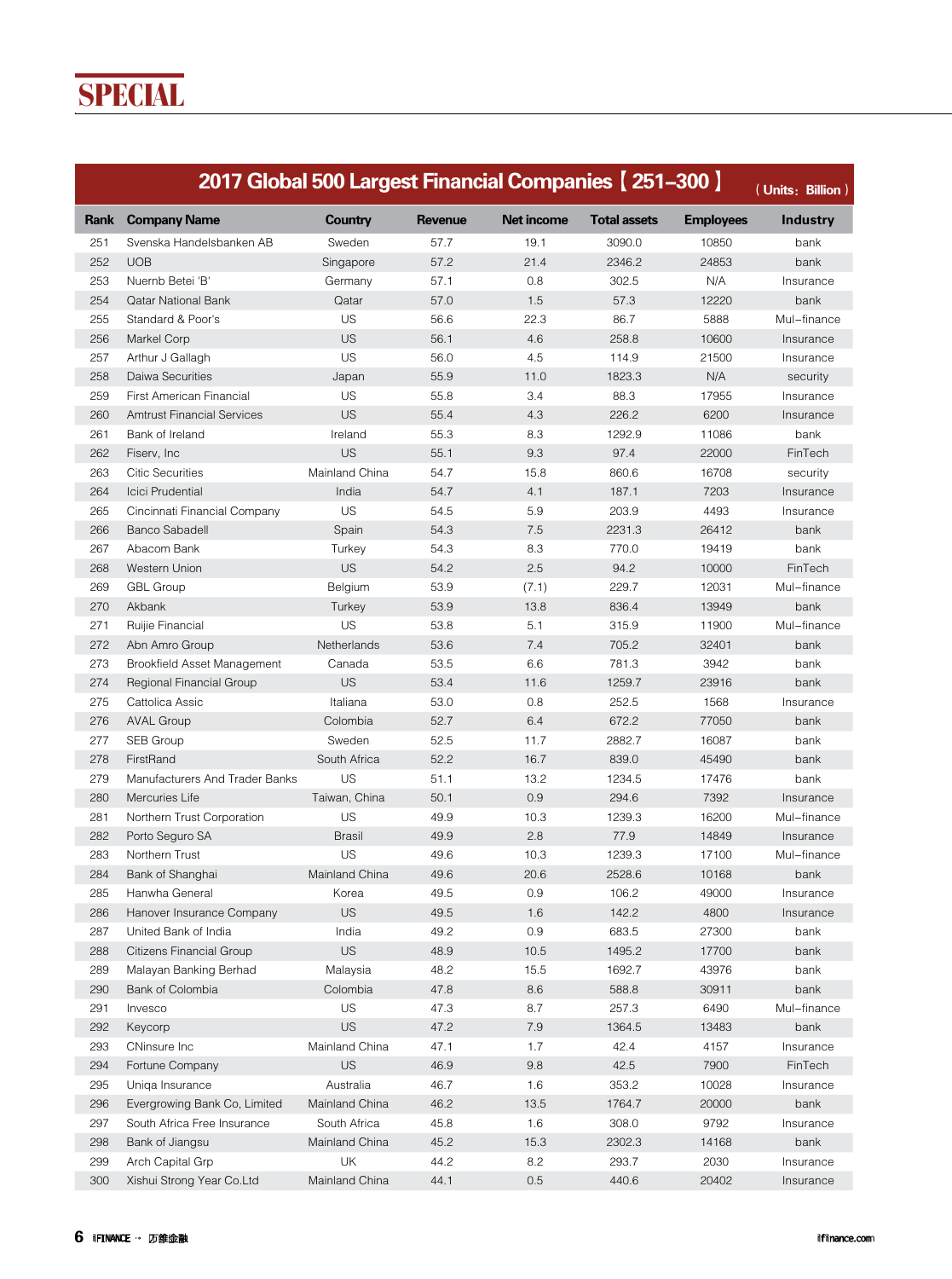# SPECIAL

## 2017 Global 500 Largest Financial Companies【251–300】（Units：Billion）

| Rank | Company Name | Country | Revenue | Net income | Total assets | Employees | Industry |
|---|---|---|---|---|---|---|---|
| 251 | Svenska Handelsbanken AB | Sweden | 57.7 | 19.1 | 3090.0 | 10850 | bank |
| 252 | UOB | Singapore | 57.2 | 21.4 | 2346.2 | 24853 | bank |
| 253 | Nuernb Betei 'B' | Germany | 57.1 | 0.8 | 302.5 | N/A | Insurance |
| 254 | Qatar National Bank | Qatar | 57.0 | 1.5 | 57.3 | 12220 | bank |
| 255 | Standard & Poor's | US | 56.6 | 22.3 | 86.7 | 5888 | Mul–finance |
| 256 | Markel Corp | US | 56.1 | 4.6 | 258.8 | 10600 | Insurance |
| 257 | Arthur J Gallagh | US | 56.0 | 4.5 | 114.9 | 21500 | Insurance |
| 258 | Daiwa Securities | Japan | 55.9 | 11.0 | 1823.3 | N/A | security |
| 259 | First American Financial | US | 55.8 | 3.4 | 88.3 | 17955 | Insurance |
| 260 | Amtrust Financial Services | US | 55.4 | 4.3 | 226.2 | 6200 | Insurance |
| 261 | Bank of Ireland | Ireland | 55.3 | 8.3 | 1292.9 | 11086 | bank |
| 262 | Fiserv, Inc | US | 55.1 | 9.3 | 97.4 | 22000 | FinTech |
| 263 | Citic Securities | Mainland China | 54.7 | 15.8 | 860.6 | 16708 | security |
| 264 | Icici Prudential | India | 54.7 | 4.1 | 187.1 | 7203 | Insurance |
| 265 | Cincinnati Financial Company | US | 54.5 | 5.9 | 203.9 | 4493 | Insurance |
| 266 | Banco Sabadell | Spain | 54.3 | 7.5 | 2231.3 | 26412 | bank |
| 267 | Abacom Bank | Turkey | 54.3 | 8.3 | 770.0 | 19419 | bank |
| 268 | Western Union | US | 54.2 | 2.5 | 94.2 | 10000 | FinTech |
| 269 | GBL Group | Belgium | 53.9 | (7.1) | 229.7 | 12031 | Mul–finance |
| 270 | Akbank | Turkey | 53.9 | 13.8 | 836.4 | 13949 | bank |
| 271 | Ruijie Financial | US | 53.8 | 5.1 | 315.9 | 11900 | Mul–finance |
| 272 | Abn Amro Group | Netherlands | 53.6 | 7.4 | 705.2 | 32401 | bank |
| 273 | Brookfield Asset Management | Canada | 53.5 | 6.6 | 781.3 | 3942 | bank |
| 274 | Regional Financial Group | US | 53.4 | 11.6 | 1259.7 | 23916 | bank |
| 275 | Cattolica Assic | Italiana | 53.0 | 0.8 | 252.5 | 1568 | Insurance |
| 276 | AVAL Group | Colombia | 52.7 | 6.4 | 672.2 | 77050 | bank |
| 277 | SEB Group | Sweden | 52.5 | 11.7 | 2882.7 | 16087 | bank |
| 278 | FirstRand | South Africa | 52.2 | 16.7 | 839.0 | 45490 | bank |
| 279 | Manufacturers And Trader Banks | US | 51.1 | 13.2 | 1234.5 | 17476 | bank |
| 280 | Mercuries Life | Taiwan, China | 50.1 | 0.9 | 294.6 | 7392 | Insurance |
| 281 | Northern Trust Corporation | US | 49.9 | 10.3 | 1239.3 | 16200 | Mul–finance |
| 282 | Porto Seguro SA | Brasil | 49.9 | 2.8 | 77.9 | 14849 | Insurance |
| 283 | Northern Trust | US | 49.6 | 10.3 | 1239.3 | 17100 | Mul–finance |
| 284 | Bank of Shanghai | Mainland China | 49.6 | 20.6 | 2528.6 | 10168 | bank |
| 285 | Hanwha General | Korea | 49.5 | 0.9 | 106.2 | 49000 | Insurance |
| 286 | Hanover Insurance Company | US | 49.5 | 1.6 | 142.2 | 4800 | Insurance |
| 287 | United Bank of India | India | 49.2 | 0.9 | 683.5 | 27300 | bank |
| 288 | Citizens Financial Group | US | 48.9 | 10.5 | 1495.2 | 17700 | bank |
| 289 | Malayan Banking Berhad | Malaysia | 48.2 | 15.5 | 1692.7 | 43976 | bank |
| 290 | Bank of Colombia | Colombia | 47.8 | 8.6 | 588.8 | 30911 | bank |
| 291 | Invesco | US | 47.3 | 8.7 | 257.3 | 6490 | Mul–finance |
| 292 | Keycorp | US | 47.2 | 7.9 | 1364.5 | 13483 | bank |
| 293 | CNinsure Inc | Mainland China | 47.1 | 1.7 | 42.4 | 4157 | Insurance |
| 294 | Fortune Company | US | 46.9 | 9.8 | 42.5 | 7900 | FinTech |
| 295 | Uniqa Insurance | Australia | 46.7 | 1.6 | 353.2 | 10028 | Insurance |
| 296 | Evergrowing Bank Co, Limited | Mainland China | 46.2 | 13.5 | 1764.7 | 20000 | bank |
| 297 | South Africa Free Insurance | South Africa | 45.8 | 1.6 | 308.0 | 9792 | Insurance |
| 298 | Bank of Jiangsu | Mainland China | 45.2 | 15.3 | 2302.3 | 14168 | bank |
| 299 | Arch Capital Grp | UK | 44.2 | 8.2 | 293.7 | 2030 | Insurance |
| 300 | Xishui Strong Year Co.Ltd | Mainland China | 44.1 | 0.5 | 440.6 | 20402 | Insurance |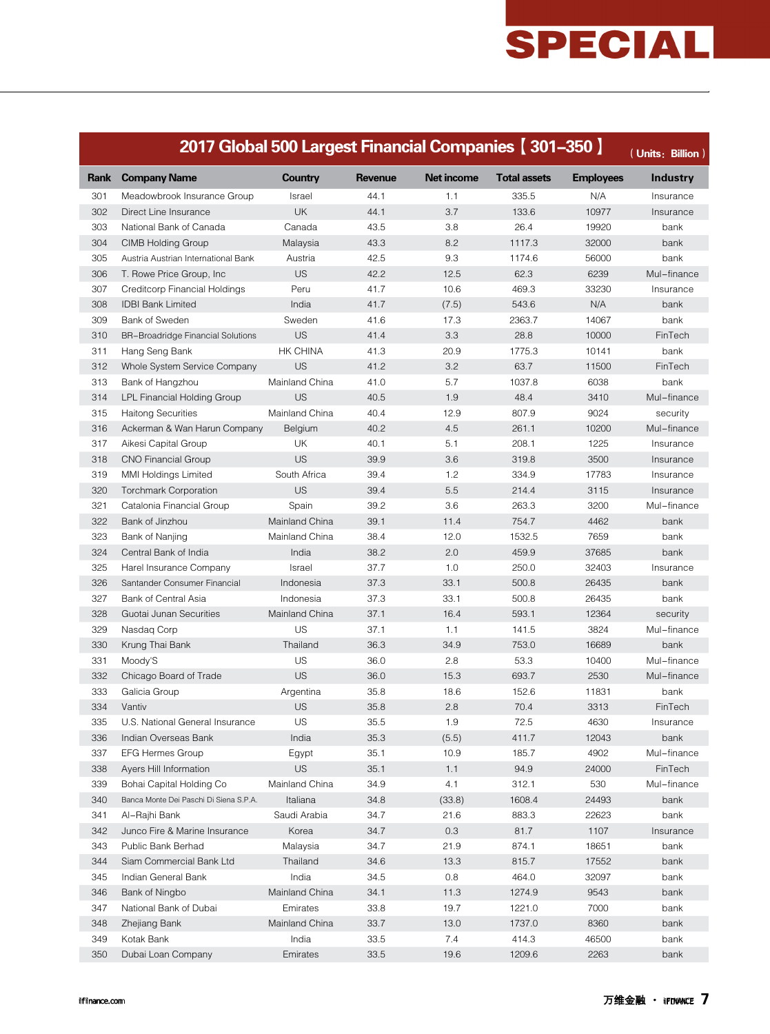## SPECIAL

## 2017 Global 500 Largest Financial Companies【301–350】

（Units：Billion）

| Rank | Company Name | Country | Revenue | Net income | Total assets | Employees | Industry |
|---|---|---|---|---|---|---|---|
| 301 | Meadowbrook Insurance Group | Israel | 44.1 | 1.1 | 335.5 | N/A | Insurance |
| 302 | Direct Line Insurance | UK | 44.1 | 3.7 | 133.6 | 10977 | Insurance |
| 303 | National Bank of Canada | Canada | 43.5 | 3.8 | 26.4 | 19920 | bank |
| 304 | CIMB Holding Group | Malaysia | 43.3 | 8.2 | 1117.3 | 32000 | bank |
| 305 | Austria Austrian International Bank | Austria | 42.5 | 9.3 | 1174.6 | 56000 | bank |
| 306 | T. Rowe Price Group, Inc | US | 42.2 | 12.5 | 62.3 | 6239 | Mul–finance |
| 307 | Creditcorp Financial Holdings | Peru | 41.7 | 10.6 | 469.3 | 33230 | Insurance |
| 308 | IDBI Bank Limited | India | 41.7 | (7.5) | 543.6 | N/A | bank |
| 309 | Bank of Sweden | Sweden | 41.6 | 17.3 | 2363.7 | 14067 | bank |
| 310 | BR–Broadridge Financial Solutions | US | 41.4 | 3.3 | 28.8 | 10000 | FinTech |
| 311 | Hang Seng Bank | HK CHINA | 41.3 | 20.9 | 1775.3 | 10141 | bank |
| 312 | Whole System Service Company | US | 41.2 | 3.2 | 63.7 | 11500 | FinTech |
| 313 | Bank of Hangzhou | Mainland China | 41.0 | 5.7 | 1037.8 | 6038 | bank |
| 314 | LPL Financial Holding Group | US | 40.5 | 1.9 | 48.4 | 3410 | Mul–finance |
| 315 | Haitong Securities | Mainland China | 40.4 | 12.9 | 807.9 | 9024 | security |
| 316 | Ackerman & Wan Harun Company | Belgium | 40.2 | 4.5 | 261.1 | 10200 | Mul–finance |
| 317 | Aikesi Capital Group | UK | 40.1 | 5.1 | 208.1 | 1225 | Insurance |
| 318 | CNO Financial Group | US | 39.9 | 3.6 | 319.8 | 3500 | Insurance |
| 319 | MMI Holdings Limited | South Africa | 39.4 | 1.2 | 334.9 | 17783 | Insurance |
| 320 | Torchmark Corporation | US | 39.4 | 5.5 | 214.4 | 3115 | Insurance |
| 321 | Catalonia Financial Group | Spain | 39.2 | 3.6 | 263.3 | 3200 | Mul–finance |
| 322 | Bank of Jinzhou | Mainland China | 39.1 | 11.4 | 754.7 | 4462 | bank |
| 323 | Bank of Nanjing | Mainland China | 38.4 | 12.0 | 1532.5 | 7659 | bank |
| 324 | Central Bank of India | India | 38.2 | 2.0 | 459.9 | 37685 | bank |
| 325 | Harel Insurance Company | Israel | 37.7 | 1.0 | 250.0 | 32403 | Insurance |
| 326 | Santander Consumer Financial | Indonesia | 37.3 | 33.1 | 500.8 | 26435 | bank |
| 327 | Bank of Central Asia | Indonesia | 37.3 | 33.1 | 500.8 | 26435 | bank |
| 328 | Guotai Junan Securities | Mainland China | 37.1 | 16.4 | 593.1 | 12364 | security |
| 329 | Nasdaq Corp | US | 37.1 | 1.1 | 141.5 | 3824 | Mul–finance |
| 330 | Krung Thai Bank | Thailand | 36.3 | 34.9 | 753.0 | 16689 | bank |
| 331 | Moody'S | US | 36.0 | 2.8 | 53.3 | 10400 | Mul–finance |
| 332 | Chicago Board of Trade | US | 36.0 | 15.3 | 693.7 | 2530 | Mul–finance |
| 333 | Galicia Group | Argentina | 35.8 | 18.6 | 152.6 | 11831 | bank |
| 334 | Vantiv | US | 35.8 | 2.8 | 70.4 | 3313 | FinTech |
| 335 | U.S. National General Insurance | US | 35.5 | 1.9 | 72.5 | 4630 | Insurance |
| 336 | Indian Overseas Bank | India | 35.3 | (5.5) | 411.7 | 12043 | bank |
| 337 | EFG Hermes Group | Egypt | 35.1 | 10.9 | 185.7 | 4902 | Mul–finance |
| 338 | Ayers Hill Information | US | 35.1 | 1.1 | 94.9 | 24000 | FinTech |
| 339 | Bohai Capital Holding Co | Mainland China | 34.9 | 4.1 | 312.1 | 530 | Mul–finance |
| 340 | Banca Monte Dei Paschi Di Siena S.P.A. | Italiana | 34.8 | (33.8) | 1608.4 | 24493 | bank |
| 341 | Al–Rajhi Bank | Saudi Arabia | 34.7 | 21.6 | 883.3 | 22623 | bank |
| 342 | Junco Fire & Marine Insurance | Korea | 34.7 | 0.3 | 81.7 | 1107 | Insurance |
| 343 | Public Bank Berhad | Malaysia | 34.7 | 21.9 | 874.1 | 18651 | bank |
| 344 | Siam Commercial Bank Ltd | Thailand | 34.6 | 13.3 | 815.7 | 17552 | bank |
| 345 | Indian General Bank | India | 34.5 | 0.8 | 464.0 | 32097 | bank |
| 346 | Bank of Ningbo | Mainland China | 34.1 | 11.3 | 1274.9 | 9543 | bank |
| 347 | National Bank of Dubai | Emirates | 33.8 | 19.7 | 1221.0 | 7000 | bank |
| 348 | Zhejiang Bank | Mainland China | 33.7 | 13.0 | 1737.0 | 8360 | bank |
| 349 | Kotak Bank | India | 33.5 | 7.4 | 414.3 | 46500 | bank |
| 350 | Dubai Loan Company | Emirates | 33.5 | 19.6 | 1209.6 | 2263 | bank |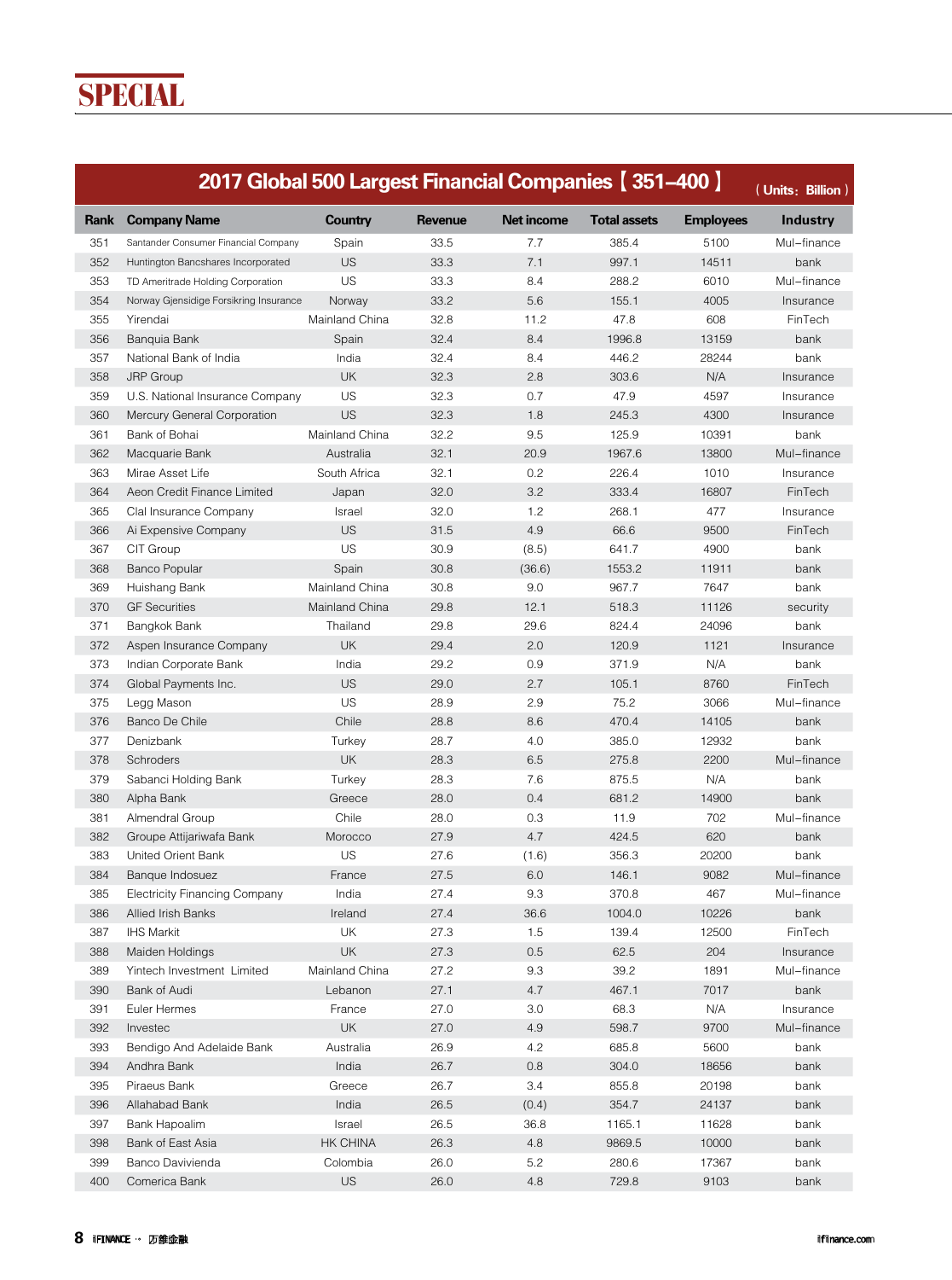# SPECIAL

## 2017 Global 500 Largest Financial Companies【351–400】

(Units: Billion)

| Rank | Company Name | Country | Revenue | Net income | Total assets | Employees | Industry |
|---|---|---|---|---|---|---|---|
| 351 | Santander Consumer Financial Company | Spain | 33.5 | 7.7 | 385.4 | 5100 | Mul–finance |
| 352 | Huntington Bancshares Incorporated | US | 33.3 | 7.1 | 997.1 | 14511 | bank |
| 353 | TD Ameritrade Holding Corporation | US | 33.3 | 8.4 | 288.2 | 6010 | Mul–finance |
| 354 | Norway Gjensidige Forsikring Insurance | Norway | 33.2 | 5.6 | 155.1 | 4005 | Insurance |
| 355 | Yirendai | Mainland China | 32.8 | 11.2 | 47.8 | 608 | FinTech |
| 356 | Banquia Bank | Spain | 32.4 | 8.4 | 1996.8 | 13159 | bank |
| 357 | National Bank of India | India | 32.4 | 8.4 | 446.2 | 28244 | bank |
| 358 | JRP Group | UK | 32.3 | 2.8 | 303.6 | N/A | Insurance |
| 359 | U.S. National Insurance Company | US | 32.3 | 0.7 | 47.9 | 4597 | Insurance |
| 360 | Mercury General Corporation | US | 32.3 | 1.8 | 245.3 | 4300 | Insurance |
| 361 | Bank of Bohai | Mainland China | 32.2 | 9.5 | 125.9 | 10391 | bank |
| 362 | Macquarie Bank | Australia | 32.1 | 20.9 | 1967.6 | 13800 | Mul–finance |
| 363 | Mirae Asset Life | South Africa | 32.1 | 0.2 | 226.4 | 1010 | Insurance |
| 364 | Aeon Credit Finance Limited | Japan | 32.0 | 3.2 | 333.4 | 16807 | FinTech |
| 365 | Clal Insurance Company | Israel | 32.0 | 1.2 | 268.1 | 477 | Insurance |
| 366 | Ai Expensive Company | US | 31.5 | 4.9 | 66.6 | 9500 | FinTech |
| 367 | CIT Group | US | 30.9 | (8.5) | 641.7 | 4900 | bank |
| 368 | Banco Popular | Spain | 30.8 | (36.6) | 1553.2 | 11911 | bank |
| 369 | Huishang Bank | Mainland China | 30.8 | 9.0 | 967.7 | 7647 | bank |
| 370 | GF Securities | Mainland China | 29.8 | 12.1 | 518.3 | 11126 | security |
| 371 | Bangkok Bank | Thailand | 29.8 | 29.6 | 824.4 | 24096 | bank |
| 372 | Aspen Insurance Company | UK | 29.4 | 2.0 | 120.9 | 1121 | Insurance |
| 373 | Indian Corporate Bank | India | 29.2 | 0.9 | 371.9 | N/A | bank |
| 374 | Global Payments Inc. | US | 29.0 | 2.7 | 105.1 | 8760 | FinTech |
| 375 | Legg Mason | US | 28.9 | 2.9 | 75.2 | 3066 | Mul–finance |
| 376 | Banco De Chile | Chile | 28.8 | 8.6 | 470.4 | 14105 | bank |
| 377 | Denizbank | Turkey | 28.7 | 4.0 | 385.0 | 12932 | bank |
| 378 | Schroders | UK | 28.3 | 6.5 | 275.8 | 2200 | Mul–finance |
| 379 | Sabanci Holding Bank | Turkey | 28.3 | 7.6 | 875.5 | N/A | bank |
| 380 | Alpha Bank | Greece | 28.0 | 0.4 | 681.2 | 14900 | bank |
| 381 | Almendral Group | Chile | 28.0 | 0.3 | 11.9 | 702 | Mul–finance |
| 382 | Groupe Attijariwafa Bank | Morocco | 27.9 | 4.7 | 424.5 | 620 | bank |
| 383 | United Orient Bank | US | 27.6 | (1.6) | 356.3 | 20200 | bank |
| 384 | Banque Indosuez | France | 27.5 | 6.0 | 146.1 | 9082 | Mul–finance |
| 385 | Electricity Financing Company | India | 27.4 | 9.3 | 370.8 | 467 | Mul–finance |
| 386 | Allied Irish Banks | Ireland | 27.4 | 36.6 | 1004.0 | 10226 | bank |
| 387 | IHS Markit | UK | 27.3 | 1.5 | 139.4 | 12500 | FinTech |
| 388 | Maiden Holdings | UK | 27.3 | 0.5 | 62.5 | 204 | Insurance |
| 389 | Yintech Investment Limited | Mainland China | 27.2 | 9.3 | 39.2 | 1891 | Mul–finance |
| 390 | Bank of Audi | Lebanon | 27.1 | 4.7 | 467.1 | 7017 | bank |
| 391 | Euler Hermes | France | 27.0 | 3.0 | 68.3 | N/A | Insurance |
| 392 | Investec | UK | 27.0 | 4.9 | 598.7 | 9700 | Mul–finance |
| 393 | Bendigo And Adelaide Bank | Australia | 26.9 | 4.2 | 685.8 | 5600 | bank |
| 394 | Andhra Bank | India | 26.7 | 0.8 | 304.0 | 18656 | bank |
| 395 | Piraeus Bank | Greece | 26.7 | 3.4 | 855.8 | 20198 | bank |
| 396 | Allahabad Bank | India | 26.5 | (0.4) | 354.7 | 24137 | bank |
| 397 | Bank Hapoalim | Israel | 26.5 | 36.8 | 1165.1 | 11628 | bank |
| 398 | Bank of East Asia | HK CHINA | 26.3 | 4.8 | 9869.5 | 10000 | bank |
| 399 | Banco Davivienda | Colombia | 26.0 | 5.2 | 280.6 | 17367 | bank |
| 400 | Comerica Bank | US | 26.0 | 4.8 | 729.8 | 9103 | bank |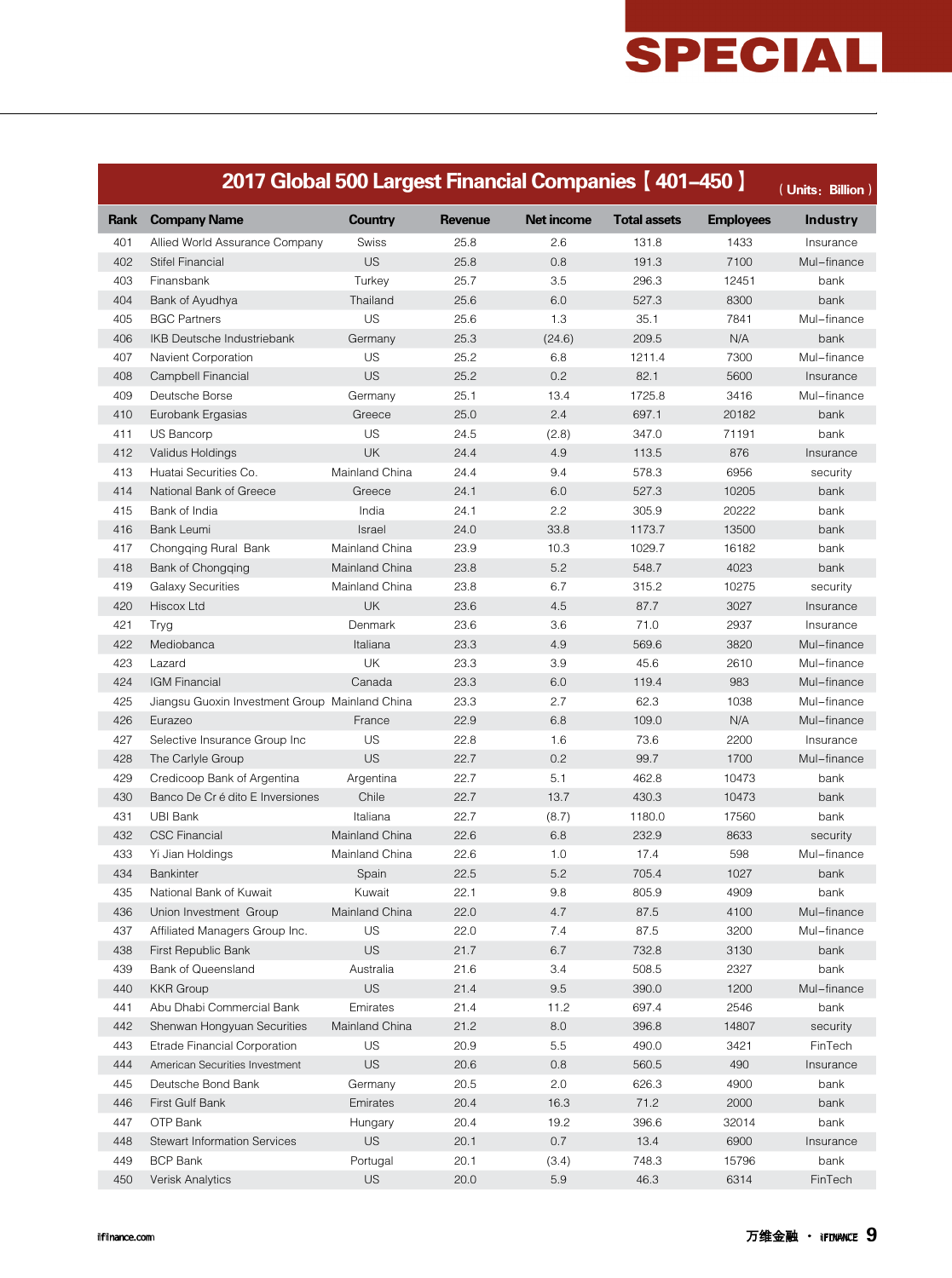SPECIAL

## 2017 Global 500 Largest Financial Companies【401–450】

（Units：Billion）

| Rank | Company Name | Country | Revenue | Net income | Total assets | Employees | Industry |
|---|---|---|---|---|---|---|---|
| 401 | Allied World Assurance Company | Swiss | 25.8 | 2.6 | 131.8 | 1433 | Insurance |
| 402 | Stifel Financial | US | 25.8 | 0.8 | 191.3 | 7100 | Mul–finance |
| 403 | Finansbank | Turkey | 25.7 | 3.5 | 296.3 | 12451 | bank |
| 404 | Bank of Ayudhya | Thailand | 25.6 | 6.0 | 527.3 | 8300 | bank |
| 405 | BGC Partners | US | 25.6 | 1.3 | 35.1 | 7841 | Mul–finance |
| 406 | IKB Deutsche Industriebank | Germany | 25.3 | (24.6) | 209.5 | N/A | bank |
| 407 | Navient Corporation | US | 25.2 | 6.8 | 1211.4 | 7300 | Mul–finance |
| 408 | Campbell Financial | US | 25.2 | 0.2 | 82.1 | 5600 | Insurance |
| 409 | Deutsche Borse | Germany | 25.1 | 13.4 | 1725.8 | 3416 | Mul–finance |
| 410 | Eurobank Ergasias | Greece | 25.0 | 2.4 | 697.1 | 20182 | bank |
| 411 | US Bancorp | US | 24.5 | (2.8) | 347.0 | 71191 | bank |
| 412 | Validus Holdings | UK | 24.4 | 4.9 | 113.5 | 876 | Insurance |
| 413 | Huatai Securities Co. | Mainland China | 24.4 | 9.4 | 578.3 | 6956 | security |
| 414 | National Bank of Greece | Greece | 24.1 | 6.0 | 527.3 | 10205 | bank |
| 415 | Bank of India | India | 24.1 | 2.2 | 305.9 | 20222 | bank |
| 416 | Bank Leumi | Israel | 24.0 | 33.8 | 1173.7 | 13500 | bank |
| 417 | Chongqing Rural Bank | Mainland China | 23.9 | 10.3 | 1029.7 | 16182 | bank |
| 418 | Bank of Chongqing | Mainland China | 23.8 | 5.2 | 548.7 | 4023 | bank |
| 419 | Galaxy Securities | Mainland China | 23.8 | 6.7 | 315.2 | 10275 | security |
| 420 | Hiscox Ltd | UK | 23.6 | 4.5 | 87.7 | 3027 | Insurance |
| 421 | Tryg | Denmark | 23.6 | 3.6 | 71.0 | 2937 | Insurance |
| 422 | Mediobanca | Italiana | 23.3 | 4.9 | 569.6 | 3820 | Mul–finance |
| 423 | Lazard | UK | 23.3 | 3.9 | 45.6 | 2610 | Mul–finance |
| 424 | IGM Financial | Canada | 23.3 | 6.0 | 119.4 | 983 | Mul–finance |
| 425 | Jiangsu Guoxin Investment Group | Mainland China | 23.3 | 2.7 | 62.3 | 1038 | Mul–finance |
| 426 | Eurazeo | France | 22.9 | 6.8 | 109.0 | N/A | Mul–finance |
| 427 | Selective Insurance Group Inc | US | 22.8 | 1.6 | 73.6 | 2200 | Insurance |
| 428 | The Carlyle Group | US | 22.7 | 0.2 | 99.7 | 1700 | Mul–finance |
| 429 | Credicoop Bank of Argentina | Argentina | 22.7 | 5.1 | 462.8 | 10473 | bank |
| 430 | Banco De Cr é dito E Inversiones | Chile | 22.7 | 13.7 | 430.3 | 10473 | bank |
| 431 | UBI Bank | Italiana | 22.7 | (8.7) | 1180.0 | 17560 | bank |
| 432 | CSC Financial | Mainland China | 22.6 | 6.8 | 232.9 | 8633 | security |
| 433 | Yi Jian Holdings | Mainland China | 22.6 | 1.0 | 17.4 | 598 | Mul–finance |
| 434 | Bankinter | Spain | 22.5 | 5.2 | 705.4 | 1027 | bank |
| 435 | National Bank of Kuwait | Kuwait | 22.1 | 9.8 | 805.9 | 4909 | bank |
| 436 | Union Investment Group | Mainland China | 22.0 | 4.7 | 87.5 | 4100 | Mul–finance |
| 437 | Affiliated Managers Group Inc. | US | 22.0 | 7.4 | 87.5 | 3200 | Mul–finance |
| 438 | First Republic Bank | US | 21.7 | 6.7 | 732.8 | 3130 | bank |
| 439 | Bank of Queensland | Australia | 21.6 | 3.4 | 508.5 | 2327 | bank |
| 440 | KKR Group | US | 21.4 | 9.5 | 390.0 | 1200 | Mul–finance |
| 441 | Abu Dhabi Commercial Bank | Emirates | 21.4 | 11.2 | 697.4 | 2546 | bank |
| 442 | Shenwan Hongyuan Securities | Mainland China | 21.2 | 8.0 | 396.8 | 14807 | security |
| 443 | Etrade Financial Corporation | US | 20.9 | 5.5 | 490.0 | 3421 | FinTech |
| 444 | American Securities Investment | US | 20.6 | 0.8 | 560.5 | 490 | Insurance |
| 445 | Deutsche Bond Bank | Germany | 20.5 | 2.0 | 626.3 | 4900 | bank |
| 446 | First Gulf Bank | Emirates | 20.4 | 16.3 | 71.2 | 2000 | bank |
| 447 | OTP Bank | Hungary | 20.4 | 19.2 | 396.6 | 32014 | bank |
| 448 | Stewart Information Services | US | 20.1 | 0.7 | 13.4 | 6900 | Insurance |
| 449 | BCP Bank | Portugal | 20.1 | (3.4) | 748.3 | 15796 | bank |
| 450 | Verisk Analytics | US | 20.0 | 5.9 | 46.3 | 6314 | FinTech |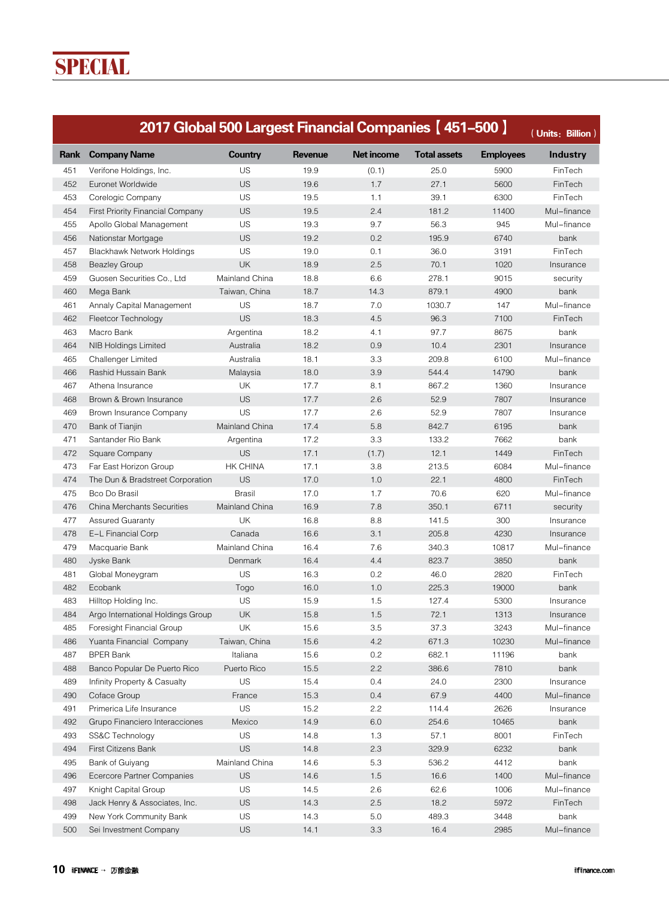# SPECIAL

## 2017 Global 500 Largest Financial Companies【451–500】

（Units：Billion）

| Rank | Company Name | Country | Revenue | Net income | Total assets | Employees | Industry |
|---|---|---|---|---|---|---|---|
| 451 | Verifone Holdings, Inc. | US | 19.9 | (0.1) | 25.0 | 5900 | FinTech |
| 452 | Euronet Worldwide | US | 19.6 | 1.7 | 27.1 | 5600 | FinTech |
| 453 | Corelogic Company | US | 19.5 | 1.1 | 39.1 | 6300 | FinTech |
| 454 | First Priority Financial Company | US | 19.5 | 2.4 | 181.2 | 11400 | Mul–finance |
| 455 | Apollo Global Management | US | 19.3 | 9.7 | 56.3 | 945 | Mul–finance |
| 456 | Nationstar Mortgage | US | 19.2 | 0.2 | 195.9 | 6740 | bank |
| 457 | Blackhawk Network Holdings | US | 19.0 | 0.1 | 36.0 | 3191 | FinTech |
| 458 | Beazley Group | UK | 18.9 | 2.5 | 70.1 | 1020 | Insurance |
| 459 | Guosen Securities Co., Ltd | Mainland China | 18.8 | 6.6 | 278.1 | 9015 | security |
| 460 | Mega Bank | Taiwan, China | 18.7 | 14.3 | 879.1 | 4900 | bank |
| 461 | Annaly Capital Management | US | 18.7 | 7.0 | 1030.7 | 147 | Mul–finance |
| 462 | Fleetcor Technology | US | 18.3 | 4.5 | 96.3 | 7100 | FinTech |
| 463 | Macro Bank | Argentina | 18.2 | 4.1 | 97.7 | 8675 | bank |
| 464 | NIB Holdings Limited | Australia | 18.2 | 0.9 | 10.4 | 2301 | Insurance |
| 465 | Challenger Limited | Australia | 18.1 | 3.3 | 209.8 | 6100 | Mul–finance |
| 466 | Rashid Hussain Bank | Malaysia | 18.0 | 3.9 | 544.4 | 14790 | bank |
| 467 | Athena Insurance | UK | 17.7 | 8.1 | 867.2 | 1360 | Insurance |
| 468 | Brown & Brown Insurance | US | 17.7 | 2.6 | 52.9 | 7807 | Insurance |
| 469 | Brown Insurance Company | US | 17.7 | 2.6 | 52.9 | 7807 | Insurance |
| 470 | Bank of Tianjin | Mainland China | 17.4 | 5.8 | 842.7 | 6195 | bank |
| 471 | Santander Rio Bank | Argentina | 17.2 | 3.3 | 133.2 | 7662 | bank |
| 472 | Square Company | US | 17.1 | (1.7) | 12.1 | 1449 | FinTech |
| 473 | Far East Horizon Group | HK CHINA | 17.1 | 3.8 | 213.5 | 6084 | Mul–finance |
| 474 | The Dun & Bradstreet Corporation | US | 17.0 | 1.0 | 22.1 | 4800 | FinTech |
| 475 | Bco Do Brasil | Brasil | 17.0 | 1.7 | 70.6 | 620 | Mul–finance |
| 476 | China Merchants Securities | Mainland China | 16.9 | 7.8 | 350.1 | 6711 | security |
| 477 | Assured Guaranty | UK | 16.8 | 8.8 | 141.5 | 300 | Insurance |
| 478 | E–L Financial Corp | Canada | 16.6 | 3.1 | 205.8 | 4230 | Insurance |
| 479 | Macquarie Bank | Mainland China | 16.4 | 7.6 | 340.3 | 10817 | Mul–finance |
| 480 | Jyske Bank | Denmark | 16.4 | 4.4 | 823.7 | 3850 | bank |
| 481 | Global Moneygram | US | 16.3 | 0.2 | 46.0 | 2820 | FinTech |
| 482 | Ecobank | Togo | 16.0 | 1.0 | 225.3 | 19000 | bank |
| 483 | Hilltop Holding Inc. | US | 15.9 | 1.5 | 127.4 | 5300 | Insurance |
| 484 | Argo International Holdings Group | UK | 15.8 | 1.5 | 72.1 | 1313 | Insurance |
| 485 | Foresight Financial Group | UK | 15.6 | 3.5 | 37.3 | 3243 | Mul–finance |
| 486 | Yuanta Financial Company | Taiwan, China | 15.6 | 4.2 | 671.3 | 10230 | Mul–finance |
| 487 | BPER Bank | Italiana | 15.6 | 0.2 | 682.1 | 11196 | bank |
| 488 | Banco Popular De Puerto Rico | Puerto Rico | 15.5 | 2.2 | 386.6 | 7810 | bank |
| 489 | Infinity Property & Casualty | US | 15.4 | 0.4 | 24.0 | 2300 | Insurance |
| 490 | Coface Group | France | 15.3 | 0.4 | 67.9 | 4400 | Mul–finance |
| 491 | Primerica Life Insurance | US | 15.2 | 2.2 | 114.4 | 2626 | Insurance |
| 492 | Grupo Financiero Interacciones | Mexico | 14.9 | 6.0 | 254.6 | 10465 | bank |
| 493 | SS&C Technology | US | 14.8 | 1.3 | 57.1 | 8001 | FinTech |
| 494 | First Citizens Bank | US | 14.8 | 2.3 | 329.9 | 6232 | bank |
| 495 | Bank of Guiyang | Mainland China | 14.6 | 5.3 | 536.2 | 4412 | bank |
| 496 | Ecercore Partner Companies | US | 14.6 | 1.5 | 16.6 | 1400 | Mul–finance |
| 497 | Knight Capital Group | US | 14.5 | 2.6 | 62.6 | 1006 | Mul–finance |
| 498 | Jack Henry & Associates, Inc. | US | 14.3 | 2.5 | 18.2 | 5972 | FinTech |
| 499 | New York Community Bank | US | 14.3 | 5.0 | 489.3 | 3448 | bank |
| 500 | Sei Investment Company | US | 14.1 | 3.3 | 16.4 | 2985 | Mul–finance |